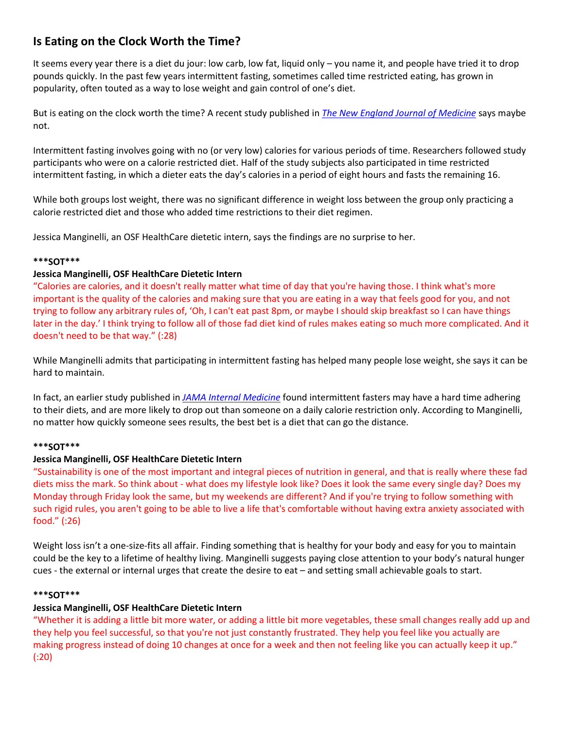## Is Eating on the Clock Worth the Time?

It seems every year there is a diet du jour: low carb, low fat, liquid only – you name it, and people have tried it to drop pounds quickly. In the past few years intermittent fasting, sometimes called time restricted eating, has grown in popularity, often touted as a way to lose weight and gain control of one's diet.

But is eating on the clock worth the time? A recent study published in *The New England Journal of Medicine* says maybe not.

Intermittent fasting involves going with no (or very low) calories for various periods of time. Researchers followed study participants who were on a calorie restricted diet. Half of the study subjects also participated in time restricted intermittent fasting, in which a dieter eats the day's calories in a period of eight hours and fasts the remaining 16.

While both groups lost weight, there was no significant difference in weight loss between the group only practicing a calorie restricted diet and those who added time restrictions to their diet regimen.

Jessica Manginelli, an OSF HealthCare dietetic intern, says the findings are no surprise to her.

**\*\*\*SOT\*\*\***

**Jessica Manginelli, OSF HealthCare Dietetic Intern**

"Calories are calories, and it doesn't really matter what time of day that you're having those. I think what's more important is the quality of the calories and making sure that you are eating in a way that feels good for you, and not trying to follow any arbitrary rules of, 'Oh, I can't eat past 8pm, or maybe I should skip breakfast so I can have things later in the day.' I think trying to follow all of those fad diet kind of rules makes eating so much more complicated. And it doesn't need to be that way." (:28)

While Manginelli admits that participating in intermittent fasting has helped many people lose weight, she says it can be hard to maintain.

In fact, an earlier study published in *JAMA Internal Medicine* found intermittent fasters may have a hard time adhering to their diets, and are more likely to drop out than someone on a daily calorie restriction only. According to Manginelli, no matter how quickly someone sees results, the best bet is a diet that can go the distance.

**\*\*\*SOT\*\*\***

**Jessica Manginelli, OSF HealthCare Dietetic Intern**

"Sustainability is one of the most important and integral pieces of nutrition in general, and that is really where these fad diets miss the mark. So think about - what does my lifestyle look like? Does it look the same every single day? Does my Monday through Friday look the same, but my weekends are different? And if you're trying to follow something with such rigid rules, you aren't going to be able to live a life that's comfortable without having extra anxiety associated with food." (:26)

Weight loss isn't a one-size-fits all affair. Finding something that is healthy for your body and easy for you to maintain could be the key to a lifetime of healthy living. Manginelli suggests paying close attention to your body's natural hunger cues - the external or internal urges that create the desire to eat – and setting small achievable goals to start.

**\*\*\*SOT\*\*\***

**Jessica Manginelli, OSF HealthCare Dietetic Intern**

"Whether it is adding a little bit more water, or adding a little bit more vegetables, these small changes really add up and they help you feel successful, so that you're not just constantly frustrated. They help you feel like you actually are making progress instead of doing 10 changes at once for a week and then not feeling like you can actually keep it up." (:20)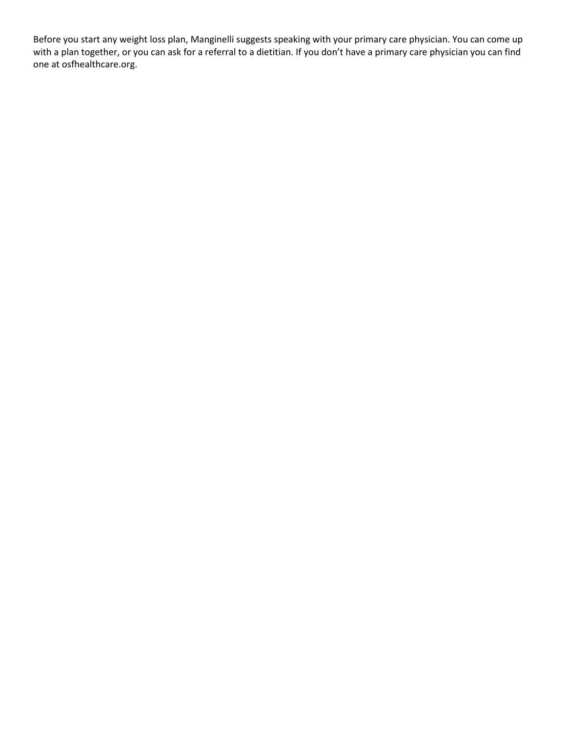Before you start any weight loss plan, Manginelli suggests speaking with your primary care physician. You can come up with a plan together, or you can ask for a referral to a dietitian. If you don't have a primary care physician you can find one at osfhealthcare.org.